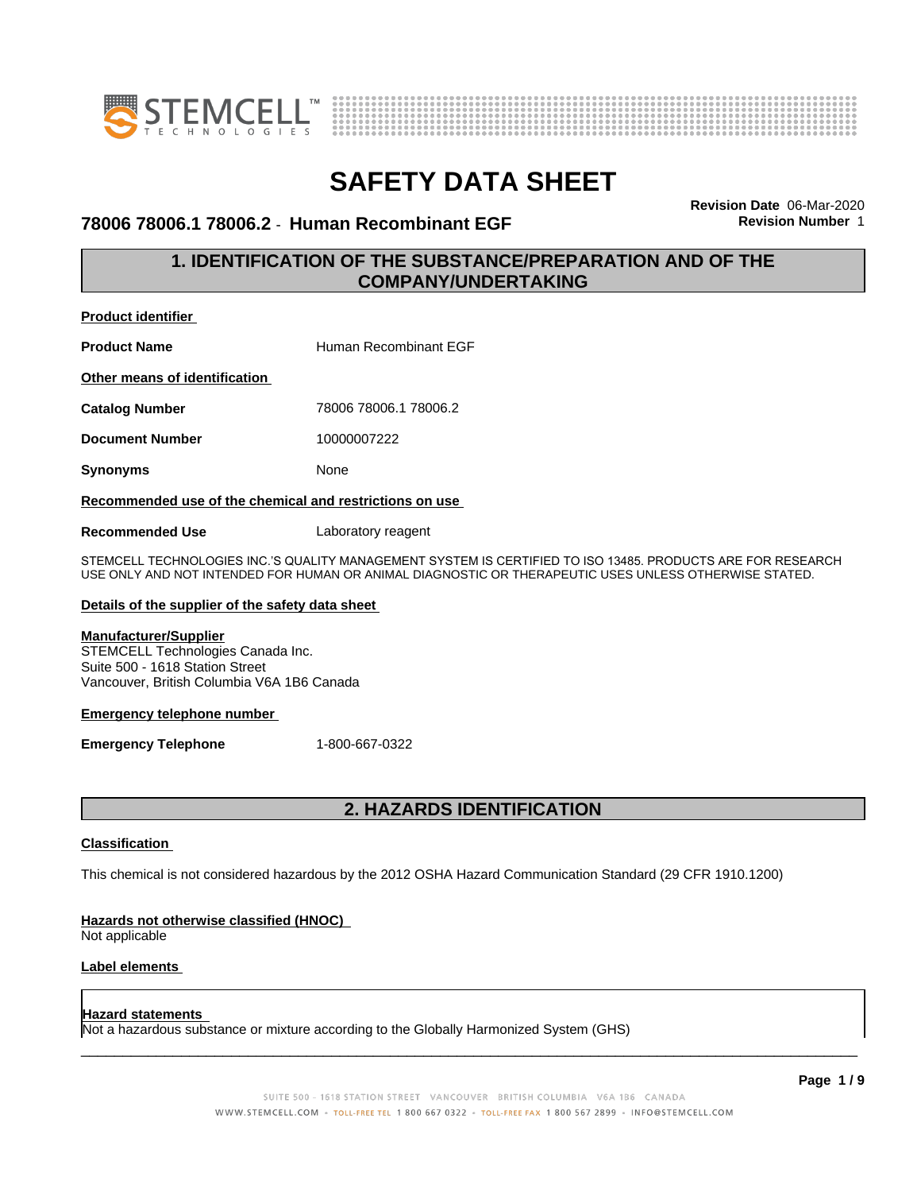# SAFETY DATA SHEET

**78006 78006.1 78006.2 - Human Recombinant EGF**

**Revision Date** 06-Mar-2020
**Revision Number** 1

## 1. IDENTIFICATION OF THE SUBSTANCE/PREPARATION AND OF THE COMPANY/UNDERTAKING

**Product identifier**

| | |
|---|---|
| **Product Name** | Human Recombinant EGF |

**Other means of identification**

| | |
|---|---|
| **Catalog Number** | 78006 78006.1 78006.2 |
| **Document Number** | 10000007222 |
| **Synonyms** | None |

**Recommended use of the chemical and restrictions on use**

| | |
|---|---|
| **Recommended Use** | Laboratory reagent |

STEMCELL TECHNOLOGIES INC.'S QUALITY MANAGEMENT SYSTEM IS CERTIFIED TO ISO 13485. PRODUCTS ARE FOR RESEARCH USE ONLY AND NOT INTENDED FOR HUMAN OR ANIMAL DIAGNOSTIC OR THERAPEUTIC USES UNLESS OTHERWISE STATED.

**Details of the supplier of the safety data sheet**

**Manufacturer/Supplier**
STEMCELL Technologies Canada Inc.
Suite 500 - 1618 Station Street
Vancouver, British Columbia V6A 1B6 Canada

**Emergency telephone number**

| | |
|---|---|
| **Emergency Telephone** | 1-800-667-0322 |

## 2. HAZARDS IDENTIFICATION

**Classification**

This chemical is not considered hazardous by the 2012 OSHA Hazard Communication Standard (29 CFR 1910.1200)

**Hazards not otherwise classified (HNOC)**
Not applicable

**Label elements**

**Hazard statements**
Not a hazardous substance or mixture according to the Globally Harmonized System (GHS)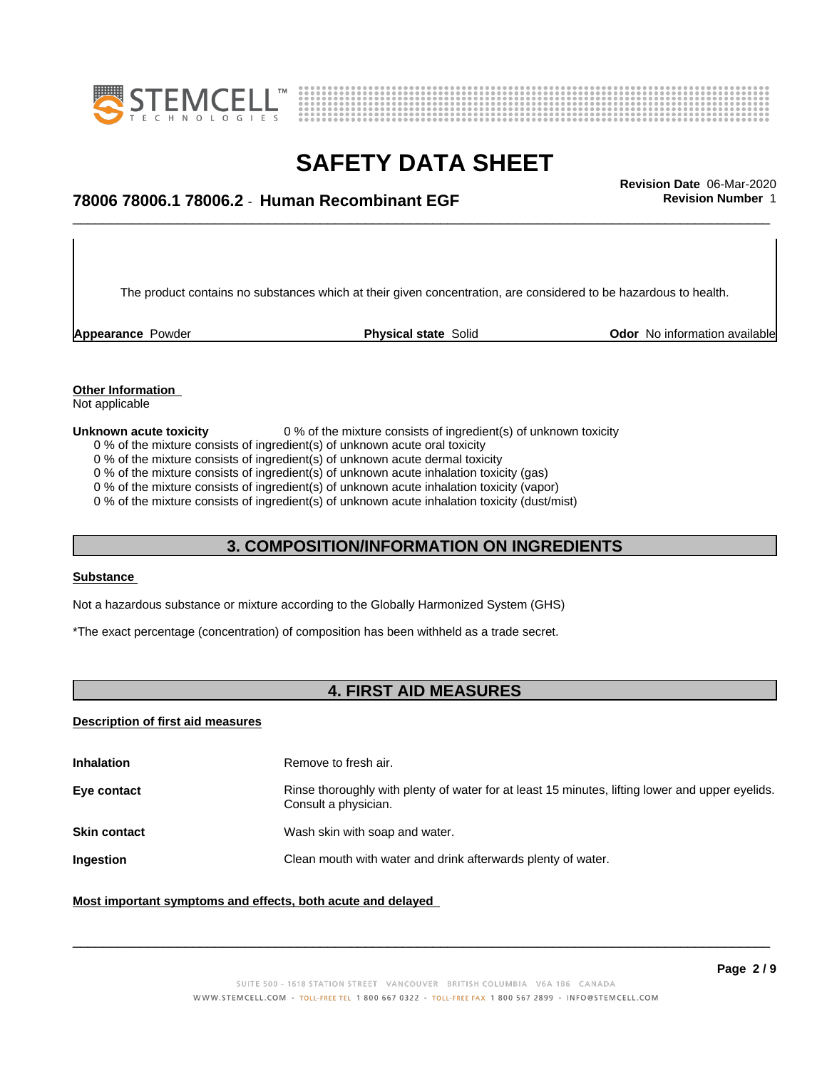The product contains no substances which at their given concentration, are considered to be hazardous to health.

| | | |
|---|---|---|
| **Appearance** Powder | **Physical state** Solid | **Odor** No information available |

**Other Information**

Not applicable

**Unknown acute toxicity** 0 % of the mixture consists of ingredient(s) of unknown toxicity

0 % of the mixture consists of ingredient(s) of unknown acute oral toxicity
0 % of the mixture consists of ingredient(s) of unknown acute dermal toxicity
0 % of the mixture consists of ingredient(s) of unknown acute inhalation toxicity (gas)
0 % of the mixture consists of ingredient(s) of unknown acute inhalation toxicity (vapor)
0 % of the mixture consists of ingredient(s) of unknown acute inhalation toxicity (dust/mist)

## 3. COMPOSITION/INFORMATION ON INGREDIENTS

**Substance**

Not a hazardous substance or mixture according to the Globally Harmonized System (GHS)

*The exact percentage (concentration) of composition has been withheld as a trade secret.

## 4. FIRST AID MEASURES

**Description of first aid measures**

| | |
|---|---|
| **Inhalation** | Remove to fresh air. |
| **Eye contact** | Rinse thoroughly with plenty of water for at least 15 minutes, lifting lower and upper eyelids. Consult a physician. |
| **Skin contact** | Wash skin with soap and water. |
| **Ingestion** | Clean mouth with water and drink afterwards plenty of water. |

**Most important symptoms and effects, both acute and delayed**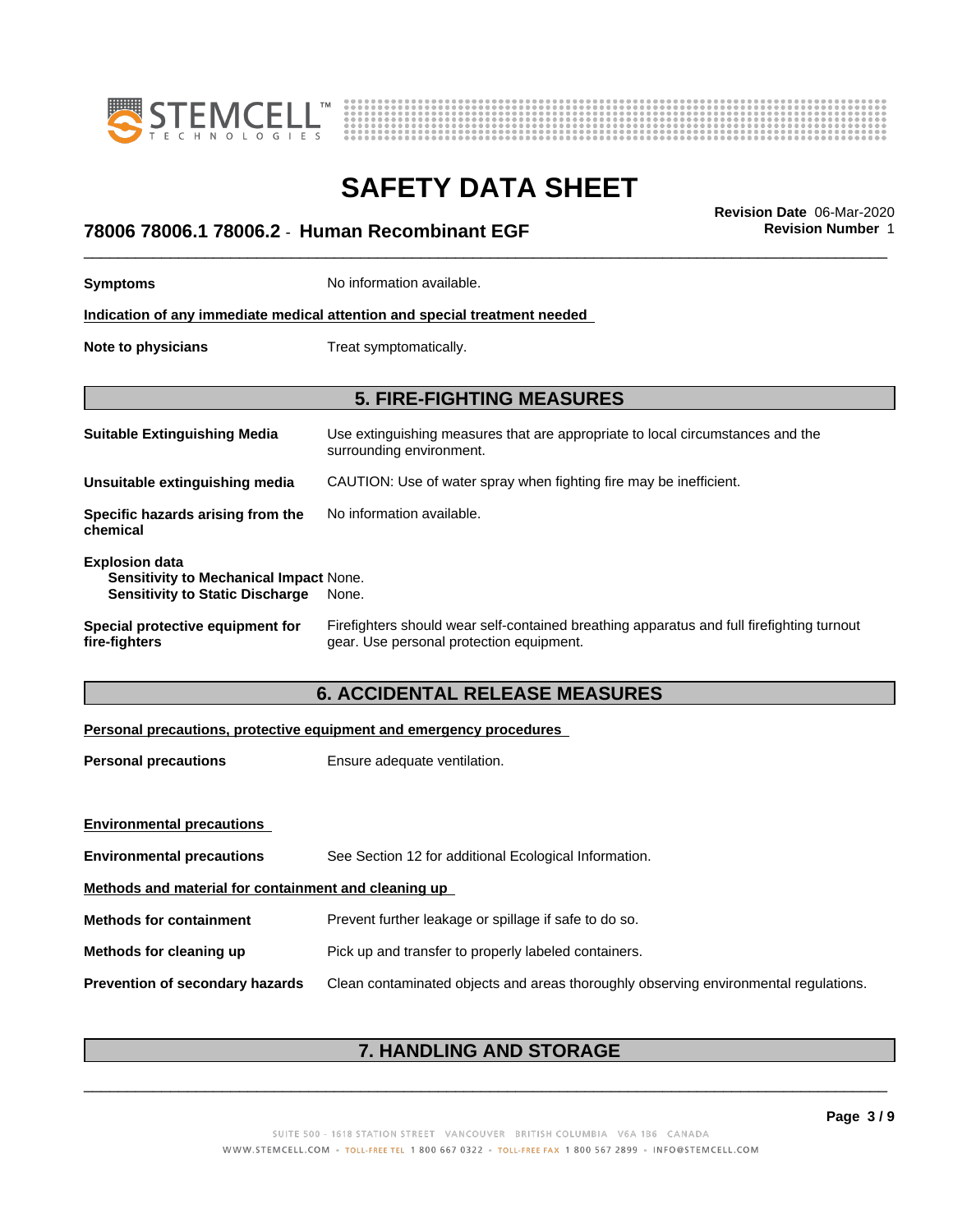**Symptoms** No information available.

**Indication of any immediate medical attention and special treatment needed**

**Note to physicians** Treat symptomatically.

## 5. FIRE-FIGHTING MEASURES

**Suitable Extinguishing Media** Use extinguishing measures that are appropriate to local circumstances and the surrounding environment.

**Unsuitable extinguishing media** CAUTION: Use of water spray when fighting fire may be inefficient.

**Specific hazards arising from the chemical** No information available.

**Explosion data**
**Sensitivity to Mechanical Impact** None.
**Sensitivity to Static Discharge** None.

**Special protective equipment for fire-fighters** Firefighters should wear self-contained breathing apparatus and full firefighting turnout gear. Use personal protection equipment.

## 6. ACCIDENTAL RELEASE MEASURES

**Personal precautions, protective equipment and emergency procedures**

**Personal precautions** Ensure adequate ventilation.

**Environmental precautions**

**Environmental precautions** See Section 12 for additional Ecological Information.

**Methods and material for containment and cleaning up**

**Methods for containment** Prevent further leakage or spillage if safe to do so.

**Methods for cleaning up** Pick up and transfer to properly labeled containers.

**Prevention of secondary hazards** Clean contaminated objects and areas thoroughly observing environmental regulations.

## 7. HANDLING AND STORAGE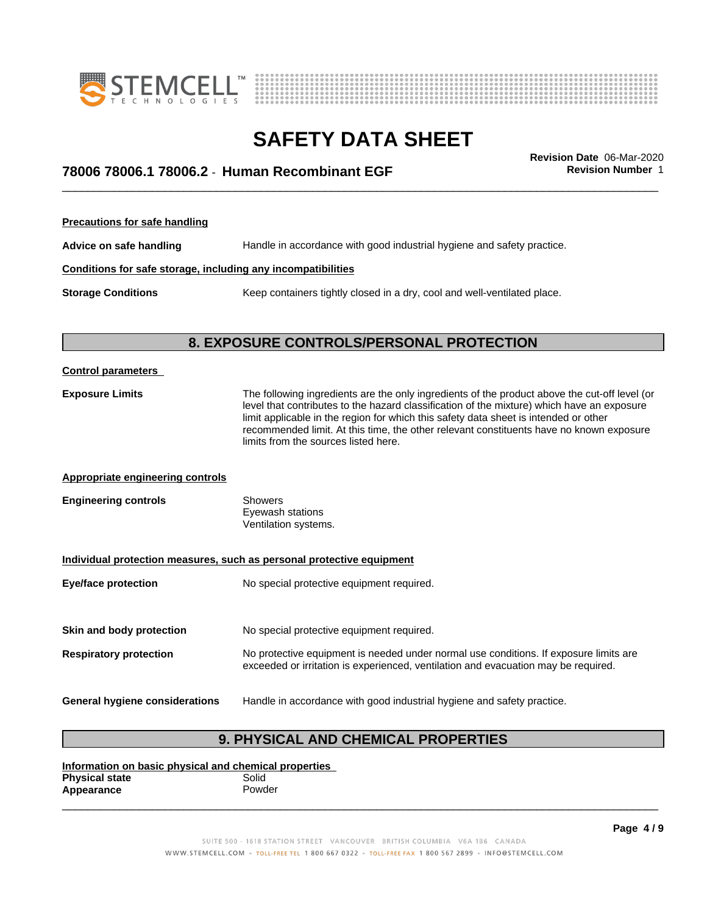**Precautions for safe handling**

**Advice on safe handling** Handle in accordance with good industrial hygiene and safety practice.

**Conditions for safe storage, including any incompatibilities**

**Storage Conditions** Keep containers tightly closed in a dry, cool and well-ventilated place.

## 8. EXPOSURE CONTROLS/PERSONAL PROTECTION

**Control parameters**

**Exposure Limits** The following ingredients are the only ingredients of the product above the cut-off level (or level that contributes to the hazard classification of the mixture) which have an exposure limit applicable in the region for which this safety data sheet is intended or other recommended limit. At this time, the other relevant constituents have no known exposure limits from the sources listed here.

**Appropriate engineering controls**

**Engineering controls** Showers
Eyewash stations
Ventilation systems.

**Individual protection measures, such as personal protective equipment**

**Eye/face protection** No special protective equipment required.

**Skin and body protection** No special protective equipment required.

**Respiratory protection** No protective equipment is needed under normal use conditions. If exposure limits are exceeded or irritation is experienced, ventilation and evacuation may be required.

**General hygiene considerations** Handle in accordance with good industrial hygiene and safety practice.

## 9. PHYSICAL AND CHEMICAL PROPERTIES

**Information on basic physical and chemical properties**

**Physical state** Solid
**Appearance** Powder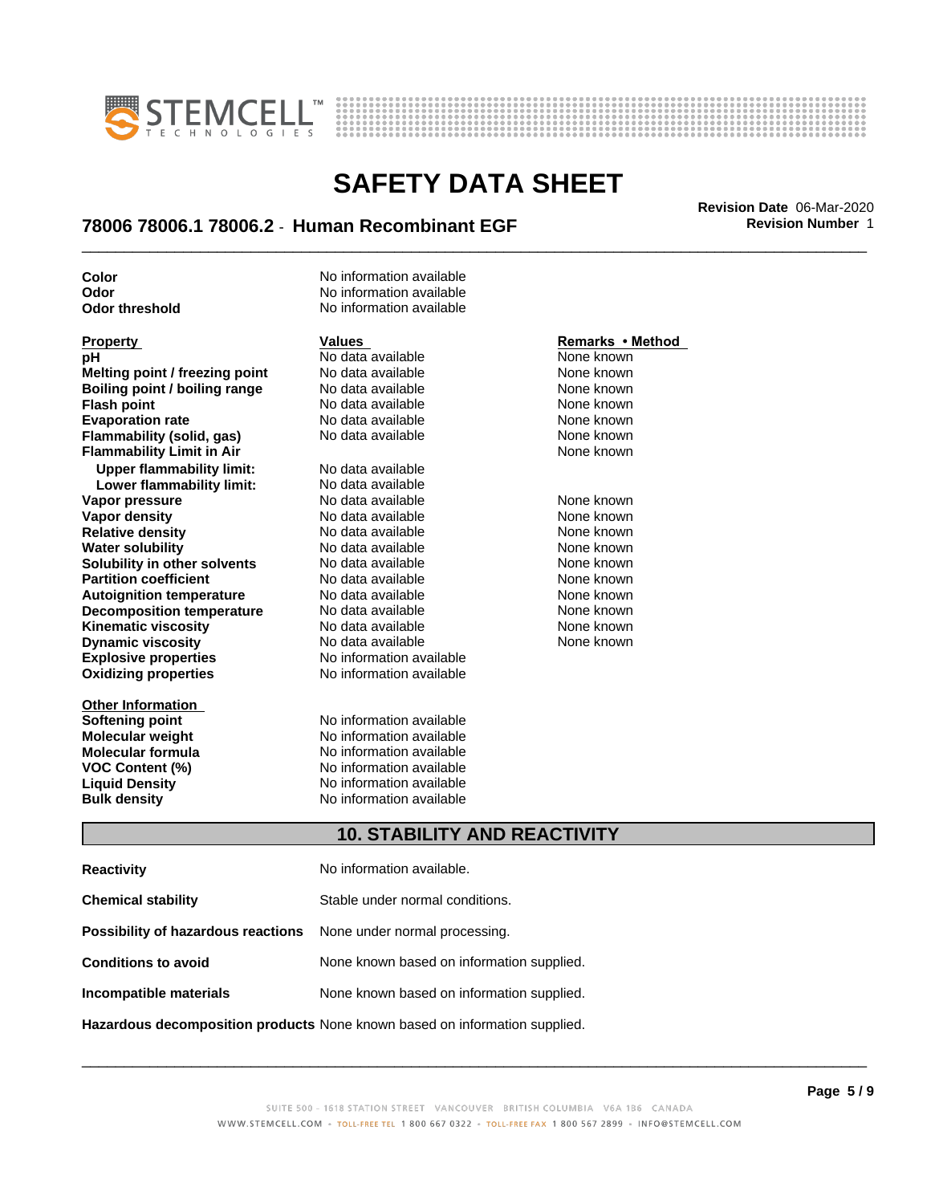| | |
|---|---|
| **Color** | No information available |
| **Odor** | No information available |
| **Odor threshold** | No information available |

| Property | Values | Remarks • Method |
|---|---|---|
| **pH** | No data available | None known |
| **Melting point / freezing point** | No data available | None known |
| **Boiling point / boiling range** | No data available | None known |
| **Flash point** | No data available | None known |
| **Evaporation rate** | No data available | None known |
| **Flammability (solid, gas)** | No data available | None known |
| **Flammability Limit in Air** | | None known |
| **Upper flammability limit:** | No data available | |
| **Lower flammability limit:** | No data available | |
| **Vapor pressure** | No data available | None known |
| **Vapor density** | No data available | None known |
| **Relative density** | No data available | None known |
| **Water solubility** | No data available | None known |
| **Solubility in other solvents** | No data available | None known |
| **Partition coefficient** | No data available | None known |
| **Autoignition temperature** | No data available | None known |
| **Decomposition temperature** | No data available | None known |
| **Kinematic viscosity** | No data available | None known |
| **Dynamic viscosity** | No data available | None known |
| **Explosive properties** | No information available | |
| **Oxidizing properties** | No information available | |

| Other Information | |
|---|---|
| **Softening point** | No information available |
| **Molecular weight** | No information available |
| **Molecular formula** | No information available |
| **VOC Content (%)** | No information available |
| **Liquid Density** | No information available |
| **Bulk density** | No information available |

## 10. STABILITY AND REACTIVITY

| | |
|---|---|
| **Reactivity** | No information available. |
| **Chemical stability** | Stable under normal conditions. |
| **Possibility of hazardous reactions** | None under normal processing. |
| **Conditions to avoid** | None known based on information supplied. |
| **Incompatible materials** | None known based on information supplied. |
| **Hazardous decomposition products** | None known based on information supplied. |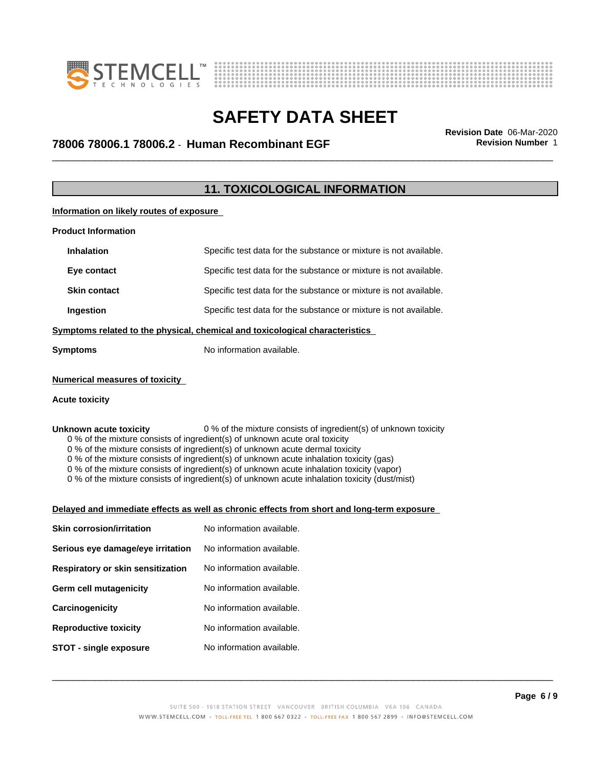## 11. TOXICOLOGICAL INFORMATION

**Information on likely routes of exposure**

**Product Information**

| | |
|---|---|
| **Inhalation** | Specific test data for the substance or mixture is not available. |
| **Eye contact** | Specific test data for the substance or mixture is not available. |
| **Skin contact** | Specific test data for the substance or mixture is not available. |
| **Ingestion** | Specific test data for the substance or mixture is not available. |

**Symptoms related to the physical, chemical and toxicological characteristics**

**Symptoms** No information available.

**Numerical measures of toxicity**

**Acute toxicity**

**Unknown acute toxicity** 0 % of the mixture consists of ingredient(s) of unknown toxicity

0 % of the mixture consists of ingredient(s) of unknown acute oral toxicity
0 % of the mixture consists of ingredient(s) of unknown acute dermal toxicity
0 % of the mixture consists of ingredient(s) of unknown acute inhalation toxicity (gas)
0 % of the mixture consists of ingredient(s) of unknown acute inhalation toxicity (vapor)
0 % of the mixture consists of ingredient(s) of unknown acute inhalation toxicity (dust/mist)

**Delayed and immediate effects as well as chronic effects from short and long-term exposure**

| | |
|---|---|
| **Skin corrosion/irritation** | No information available. |
| **Serious eye damage/eye irritation** | No information available. |
| **Respiratory or skin sensitization** | No information available. |
| **Germ cell mutagenicity** | No information available. |
| **Carcinogenicity** | No information available. |
| **Reproductive toxicity** | No information available. |
| **STOT - single exposure** | No information available. |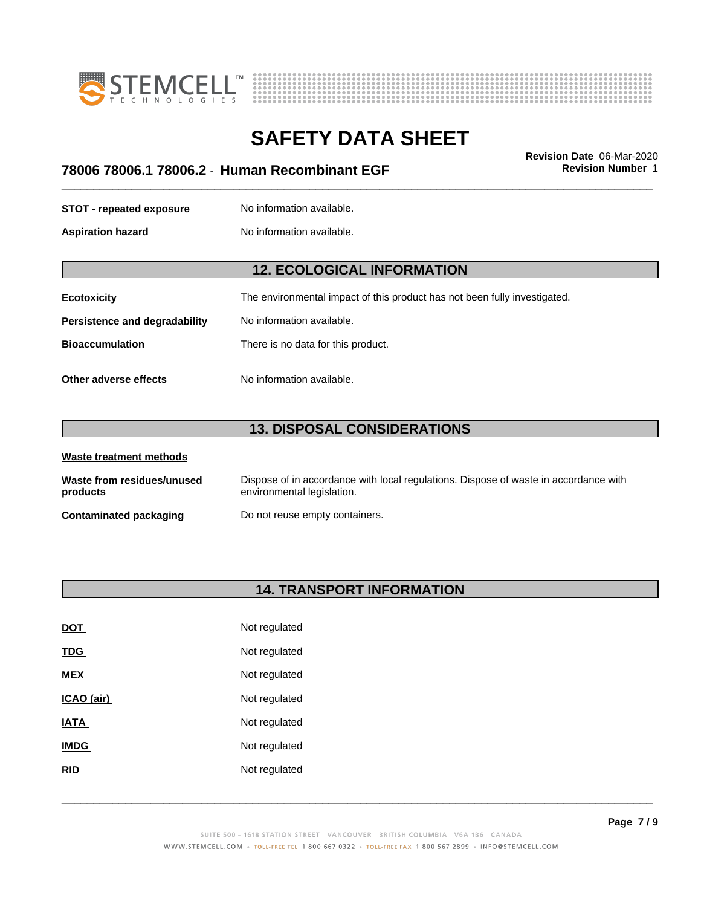| | |
|---|---|
| **STOT - repeated exposure** | No information available. |
| **Aspiration hazard** | No information available. |

## 12. ECOLOGICAL INFORMATION

| | |
|---|---|
| **Ecotoxicity** | The environmental impact of this product has not been fully investigated. |
| **Persistence and degradability** | No information available. |
| **Bioaccumulation** | There is no data for this product. |
| **Other adverse effects** | No information available. |

## 13. DISPOSAL CONSIDERATIONS

**Waste treatment methods**

| | |
|---|---|
| **Waste from residues/unused products** | Dispose of in accordance with local regulations. Dispose of waste in accordance with environmental legislation. |
| **Contaminated packaging** | Do not reuse empty containers. |

## 14. TRANSPORT INFORMATION

| | |
|---|---|
| **DOT** | Not regulated |
| **TDG** | Not regulated |
| **MEX** | Not regulated |
| **ICAO (air)** | Not regulated |
| **IATA** | Not regulated |
| **IMDG** | Not regulated |
| **RID** | Not regulated |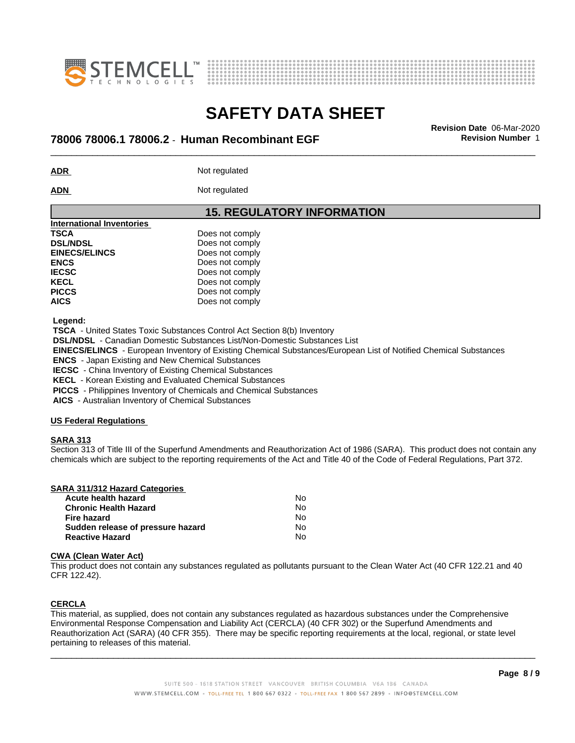**ADN** Not regulated

## 15. REGULATORY INFORMATION

| International Inventories | |
|---|---|
| **TSCA** | Does not comply |
| **DSL/NDSL** | Does not comply |
| **EINECS/ELINCS** | Does not comply |
| **ENCS** | Does not comply |
| **IECSC** | Does not comply |
| **KECL** | Does not comply |
| **PICCS** | Does not comply |
| **AICS** | Does not comply |

**Legend:**

**TSCA** - United States Toxic Substances Control Act Section 8(b) Inventory
**DSL/NDSL** - Canadian Domestic Substances List/Non-Domestic Substances List
**EINECS/ELINCS** - European Inventory of Existing Chemical Substances/European List of Notified Chemical Substances
**ENCS** - Japan Existing and New Chemical Substances
**IECSC** - China Inventory of Existing Chemical Substances
**KECL** - Korean Existing and Evaluated Chemical Substances
**PICCS** - Philippines Inventory of Chemicals and Chemical Substances
**AICS** - Australian Inventory of Chemical Substances

**US Federal Regulations**

**SARA 313**

Section 313 of Title III of the Superfund Amendments and Reauthorization Act of 1986 (SARA). This product does not contain any chemicals which are subject to the reporting requirements of the Act and Title 40 of the Code of Federal Regulations, Part 372.

| SARA 311/312 Hazard Categories | |
|---|---|
| **Acute health hazard** | No |
| **Chronic Health Hazard** | No |
| **Fire hazard** | No |
| **Sudden release of pressure hazard** | No |
| **Reactive Hazard** | No |

**CWA (Clean Water Act)**

This product does not contain any substances regulated as pollutants pursuant to the Clean Water Act (40 CFR 122.21 and 40 CFR 122.42).

**CERCLA**

This material, as supplied, does not contain any substances regulated as hazardous substances under the Comprehensive Environmental Response Compensation and Liability Act (CERCLA) (40 CFR 302) or the Superfund Amendments and Reauthorization Act (SARA) (40 CFR 355). There may be specific reporting requirements at the local, regional, or state level pertaining to releases of this material.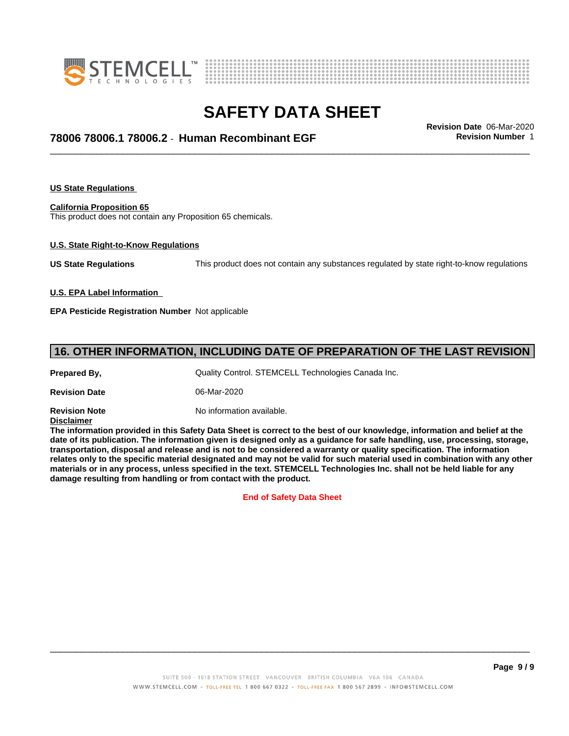**US State Regulations**

**California Proposition 65**

This product does not contain any Proposition 65 chemicals.

**U.S. State Right-to-Know Regulations**

**US State Regulations** This product does not contain any substances regulated by state right-to-know regulations

**U.S. EPA Label Information**

**EPA Pesticide Registration Number** Not applicable

## 16. OTHER INFORMATION, INCLUDING DATE OF PREPARATION OF THE LAST REVISION

**Prepared By,** Quality Control. STEMCELL Technologies Canada Inc.

**Revision Date** 06-Mar-2020

**Revision Note** No information available.

**Disclaimer**

**The information provided in this Safety Data Sheet is correct to the best of our knowledge, information and belief at the date of its publication. The information given is designed only as a guidance for safe handling, use, processing, storage, transportation, disposal and release and is not to be considered a warranty or quality specification. The information relates only to the specific material designated and may not be valid for such material used in combination with any other materials or in any process, unless specified in the text. STEMCELL Technologies Inc. shall not be held liable for any damage resulting from handling or from contact with the product.**

**End of Safety Data Sheet**